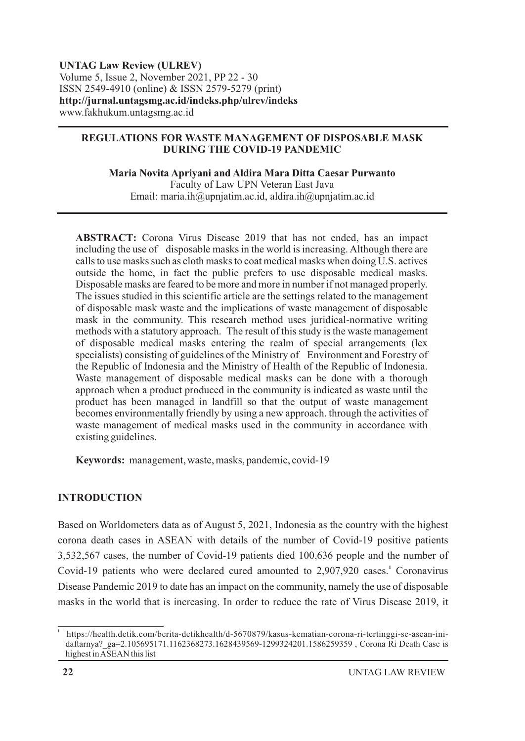**UNTAG Law Review (ULREV)**
Volume 5, Issue 2, November 2021, PP 22 - 30
ISSN 2549-4910 (online) & ISSN 2579-5279 (print)
**http://jurnal.untagsmg.ac.id/indeks.php/ulrev/indeks**
www.fakhukum.untagsmg.ac.id

# REGULATIONS FOR WASTE MANAGEMENT OF DISPOSABLE MASK DURING THE COVID-19 PANDEMIC

**Maria Novita Apriyani and Aldira Mara Ditta Caesar Purwanto**
Faculty of Law UPN Veteran East Java
Email: maria.ih@upnjatim.ac.id, aldira.ih@upnjatim.ac.id

**ABSTRACT:** Corona Virus Disease 2019 that has not ended, has an impact including the use of disposable masks in the world is increasing. Although there are calls to use masks such as cloth masks to coat medical masks when doing U.S. actives outside the home, in fact the public prefers to use disposable medical masks. Disposable masks are feared to be more and more in number if not managed properly. The issues studied in this scientific article are the settings related to the management of disposable mask waste and the implications of waste management of disposable mask in the community. This research method uses juridical-normative writing methods with a statutory approach. The result of this study is the waste management of disposable medical masks entering the realm of special arrangements (lex specialists) consisting of guidelines of the Ministry of Environment and Forestry of the Republic of Indonesia and the Ministry of Health of the Republic of Indonesia. Waste management of disposable medical masks can be done with a thorough approach when a product produced in the community is indicated as waste until the product has been managed in landfill so that the output of waste management becomes environmentally friendly by using a new approach. through the activities of waste management of medical masks used in the community in accordance with existing guidelines.

**Keywords:** management, waste, masks, pandemic, covid-19

## INTRODUCTION

Based on Worldometers data as of August 5, 2021, Indonesia as the country with the highest corona death cases in ASEAN with details of the number of Covid-19 positive patients 3,532,567 cases, the number of Covid-19 patients died 100,636 people and the number of Covid-19 patients who were declared cured amounted to 2,907,920 cases.[1] Coronavirus Disease Pandemic 2019 to date has an impact on the community, namely the use of disposable masks in the world that is increasing. In order to reduce the rate of Virus Disease 2019, it

[1] https://health.detik.com/berita-detikhealth/d-5670879/kasus-kematian-corona-ri-tertinggi-se-asean-ini-daftarnya?_ga=2.105695171.1162368273.1628439569-1299324201.1586259359 , Corona Ri Death Case is highest in ASEAN this list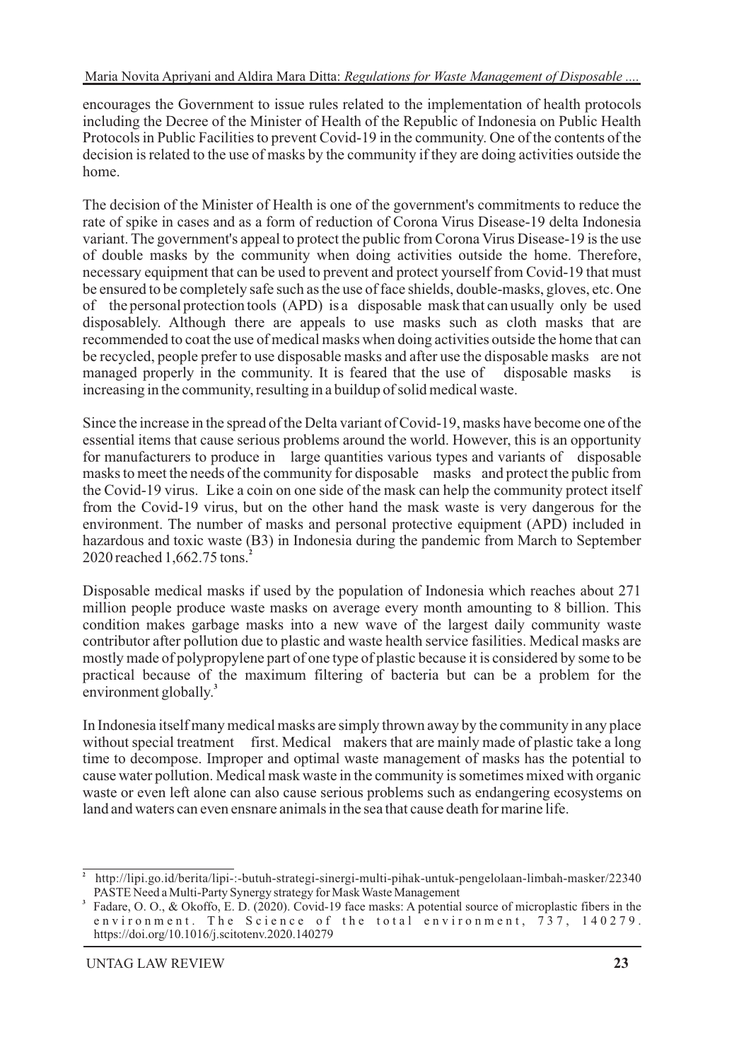encourages the Government to issue rules related to the implementation of health protocols including the Decree of the Minister of Health of the Republic of Indonesia on Public Health Protocols in Public Facilities to prevent Covid-19 in the community. One of the contents of the decision is related to the use of masks by the community if they are doing activities outside the home.

The decision of the Minister of Health is one of the government's commitments to reduce the rate of spike in cases and as a form of reduction of Corona Virus Disease-19 delta Indonesia variant. The government's appeal to protect the public from Corona Virus Disease-19 is the use of double masks by the community when doing activities outside the home. Therefore, necessary equipment that can be used to prevent and protect yourself from Covid-19 that must be ensured to be completely safe such as the use of face shields, double-masks, gloves, etc. One of the personal protection tools (APD) is a disposable mask that can usually only be used disposablely. Although there are appeals to use masks such as cloth masks that are recommended to coat the use of medical masks when doing activities outside the home that can be recycled, people prefer to use disposable masks and after use the disposable masks are not managed properly in the community. It is feared that the use of disposable masks is increasing in the community, resulting in a buildup of solid medical waste.

Since the increase in the spread of the Delta variant of Covid-19, masks have become one of the essential items that cause serious problems around the world. However, this is an opportunity for manufacturers to produce in large quantities various types and variants of disposable masks to meet the needs of the community for disposable masks and protect the public from the Covid-19 virus. Like a coin on one side of the mask can help the community protect itself from the Covid-19 virus, but on the other hand the mask waste is very dangerous for the environment. The number of masks and personal protective equipment (APD) included in hazardous and toxic waste (B3) in Indonesia during the pandemic from March to September 2020 reached 1,662.75 tons.[2]

Disposable medical masks if used by the population of Indonesia which reaches about 271 million people produce waste masks on average every month amounting to 8 billion. This condition makes garbage masks into a new wave of the largest daily community waste contributor after pollution due to plastic and waste health service fasilities. Medical masks are mostly made of polypropylene part of one type of plastic because it is considered by some to be practical because of the maximum filtering of bacteria but can be a problem for the environment globally.[3]

In Indonesia itself many medical masks are simply thrown away by the community in any place without special treatment first. Medical makers that are mainly made of plastic take a long time to decompose. Improper and optimal waste management of masks has the potential to cause water pollution. Medical mask waste in the community is sometimes mixed with organic waste or even left alone can also cause serious problems such as endangering ecosystems on land and waters can even ensnare animals in the sea that cause death for marine life.

---

[2] http://lipi.go.id/berita/lipi-:-butuh-strategi-sinergi-multi-pihak-untuk-pengelolaan-limbah-masker/22340 PASTE Need a Multi-Party Synergy strategy for Mask Waste Management

[3] Fadare, O. O., & Okoffo, E. D. (2020). Covid-19 face masks: A potential source of microplastic fibers in the environment. The Science of the total environment, 737, 140279. https://doi.org/10.1016/j.scitotenv.2020.140279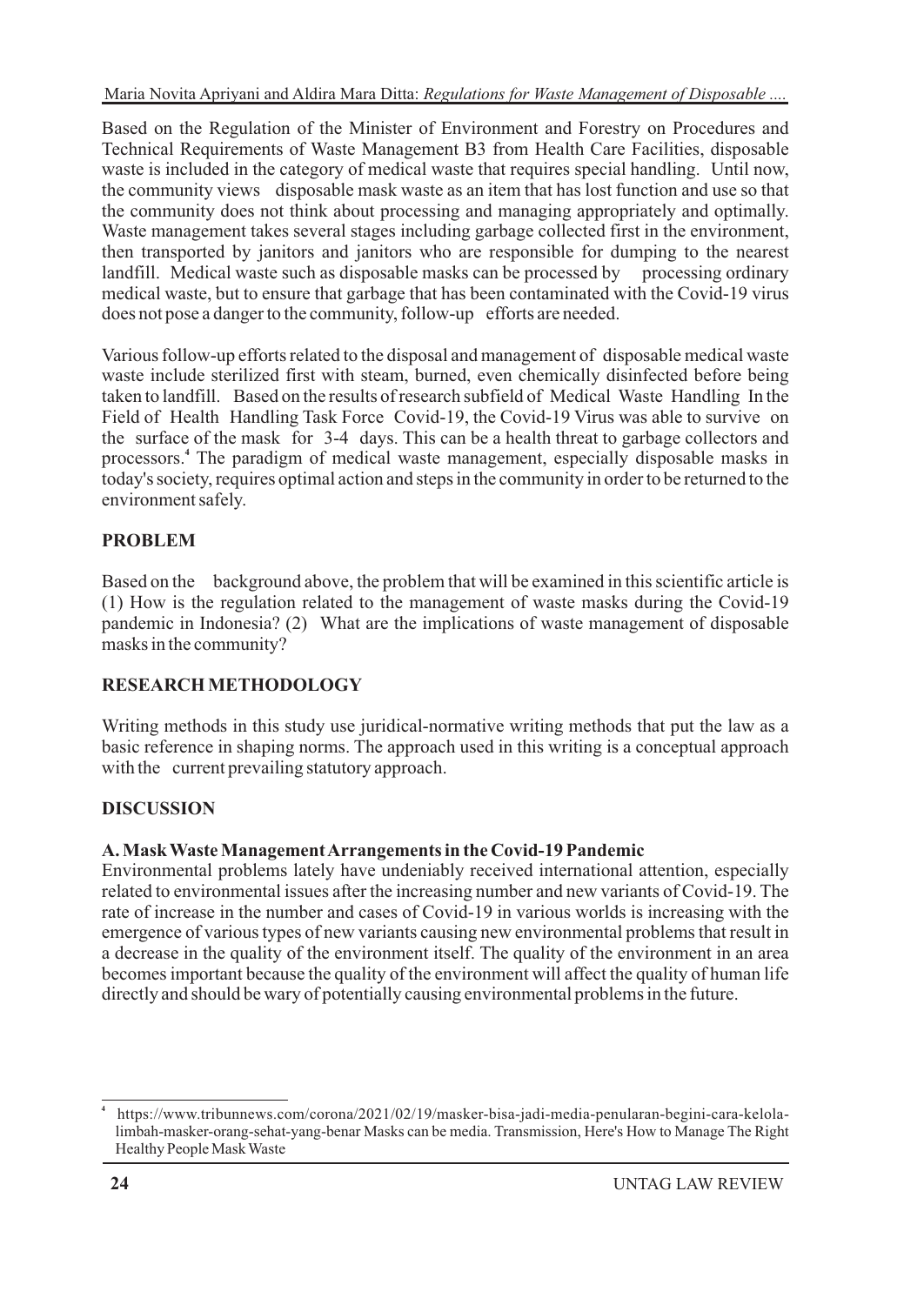Based on the Regulation of the Minister of Environment and Forestry on Procedures and Technical Requirements of Waste Management B3 from Health Care Facilities, disposable waste is included in the category of medical waste that requires special handling. Until now, the community views disposable mask waste as an item that has lost function and use so that the community does not think about processing and managing appropriately and optimally. Waste management takes several stages including garbage collected first in the environment, then transported by janitors and janitors who are responsible for dumping to the nearest landfill. Medical waste such as disposable masks can be processed by processing ordinary medical waste, but to ensure that garbage that has been contaminated with the Covid-19 virus does not pose a danger to the community, follow-up efforts are needed.

Various follow-up efforts related to the disposal and management of disposable medical waste waste include sterilized first with steam, burned, even chemically disinfected before being taken to landfill. Based on the results of research subfield of Medical Waste Handling In the Field of Health Handling Task Force Covid-19, the Covid-19 Virus was able to survive on the surface of the mask for 3-4 days. This can be a health threat to garbage collectors and processors.[4] The paradigm of medical waste management, especially disposable masks in today's society, requires optimal action and steps in the community in order to be returned to the environment safely.

## PROBLEM

Based on the background above, the problem that will be examined in this scientific article is (1) How is the regulation related to the management of waste masks during the Covid-19 pandemic in Indonesia? (2) What are the implications of waste management of disposable masks in the community?

## RESEARCH METHODOLOGY

Writing methods in this study use juridical-normative writing methods that put the law as a basic reference in shaping norms. The approach used in this writing is a conceptual approach with the current prevailing statutory approach.

## DISCUSSION

### A. Mask Waste Management Arrangements in the Covid-19 Pandemic

Environmental problems lately have undeniably received international attention, especially related to environmental issues after the increasing number and new variants of Covid-19. The rate of increase in the number and cases of Covid-19 in various worlds is increasing with the emergence of various types of new variants causing new environmental problems that result in a decrease in the quality of the environment itself. The quality of the environment in an area becomes important because the quality of the environment will affect the quality of human life directly and should be wary of potentially causing environmental problems in the future.

---

[4] https://www.tribunnews.com/corona/2021/02/19/masker-bisa-jadi-media-penularan-begini-cara-kelola-limbah-masker-orang-sehat-yang-benar Masks can be media. Transmission, Here's How to Manage The Right Healthy People Mask Waste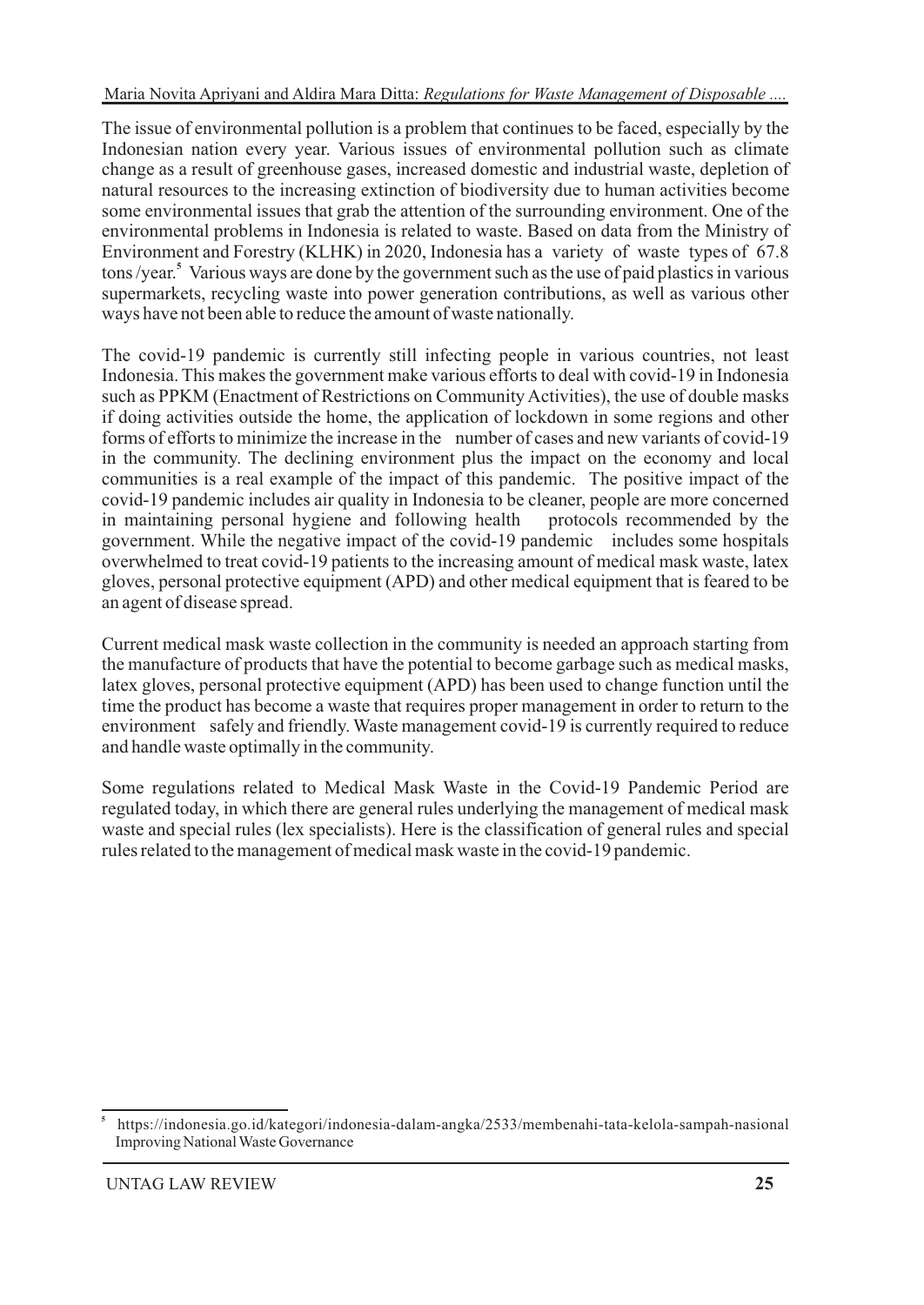The issue of environmental pollution is a problem that continues to be faced, especially by the Indonesian nation every year. Various issues of environmental pollution such as climate change as a result of greenhouse gases, increased domestic and industrial waste, depletion of natural resources to the increasing extinction of biodiversity due to human activities become some environmental issues that grab the attention of the surrounding environment. One of the environmental problems in Indonesia is related to waste. Based on data from the Ministry of Environment and Forestry (KLHK) in 2020, Indonesia has a variety of waste types of 67.8 tons /year.[5] Various ways are done by the government such as the use of paid plastics in various supermarkets, recycling waste into power generation contributions, as well as various other ways have not been able to reduce the amount of waste nationally.

The covid-19 pandemic is currently still infecting people in various countries, not least Indonesia. This makes the government make various efforts to deal with covid-19 in Indonesia such as PPKM (Enactment of Restrictions on Community Activities), the use of double masks if doing activities outside the home, the application of lockdown in some regions and other forms of efforts to minimize the increase in the number of cases and new variants of covid-19 in the community. The declining environment plus the impact on the economy and local communities is a real example of the impact of this pandemic. The positive impact of the covid-19 pandemic includes air quality in Indonesia to be cleaner, people are more concerned in maintaining personal hygiene and following health protocols recommended by the government. While the negative impact of the covid-19 pandemic includes some hospitals overwhelmed to treat covid-19 patients to the increasing amount of medical mask waste, latex gloves, personal protective equipment (APD) and other medical equipment that is feared to be an agent of disease spread.

Current medical mask waste collection in the community is needed an approach starting from the manufacture of products that have the potential to become garbage such as medical masks, latex gloves, personal protective equipment (APD) has been used to change function until the time the product has become a waste that requires proper management in order to return to the environment safely and friendly. Waste management covid-19 is currently required to reduce and handle waste optimally in the community.

Some regulations related to Medical Mask Waste in the Covid-19 Pandemic Period are regulated today, in which there are general rules underlying the management of medical mask waste and special rules (lex specialists). Here is the classification of general rules and special rules related to the management of medical mask waste in the covid-19 pandemic.

---

[5] https://indonesia.go.id/kategori/indonesia-dalam-angka/2533/membenahi-tata-kelola-sampah-nasional Improving National Waste Governance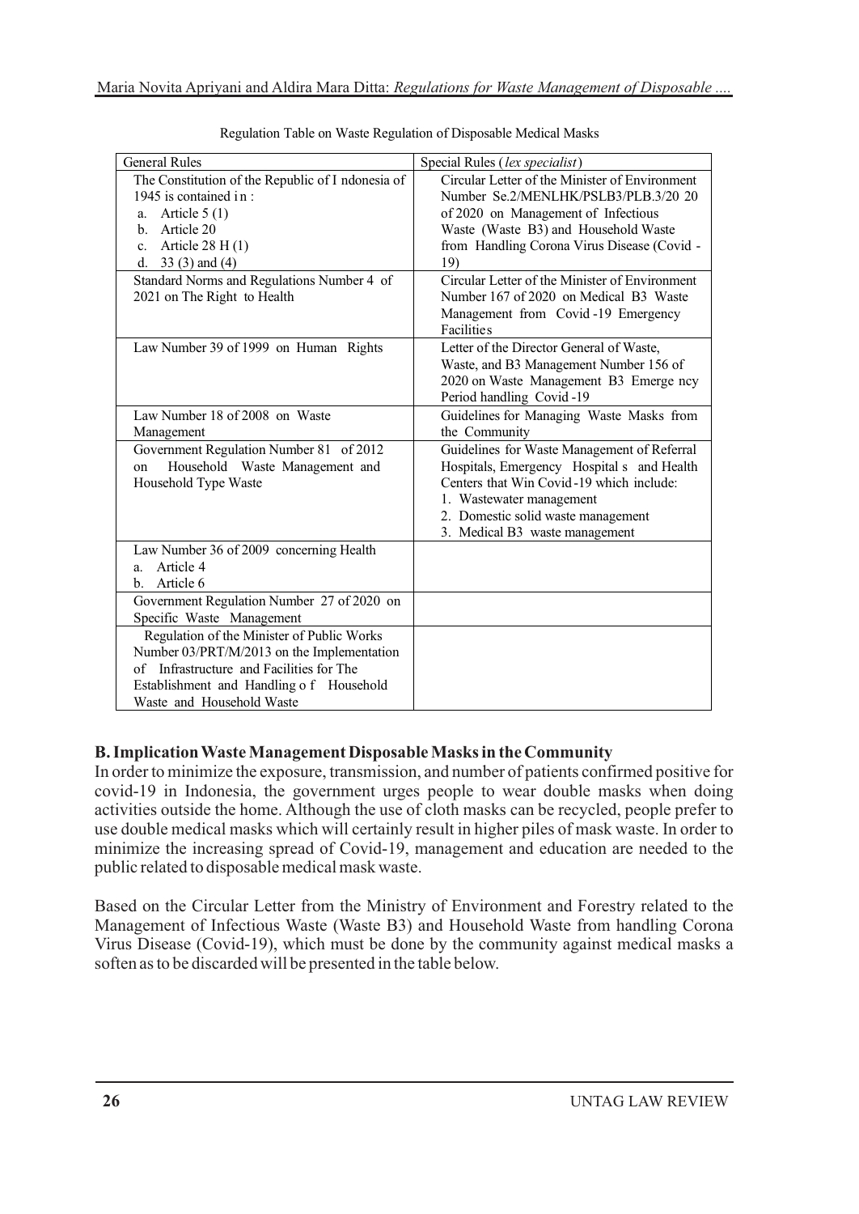Regulation Table on Waste Regulation of Disposable Medical Masks

| General Rules | Special Rules (*lex specialist*) |
|---|---|
| The Constitution of the Republic of I ndonesia of 1945 is contained in :<br>a. Article 5 (1)<br>b. Article 20<br>c. Article 28 H (1)<br>d. 33 (3) and (4) | Circular Letter of the Minister of Environment Number Se.2/MENLHK/PSLB3/PLB.3/20 20 of 2020 on Management of Infectious Waste (Waste B3) and Household Waste from Handling Corona Virus Disease (Covid - 19) |
| Standard Norms and Regulations Number 4 of 2021 on The Right to Health | Circular Letter of the Minister of Environment Number 167 of 2020 on Medical B3 Waste Management from Covid -19 Emergency Facilities |
| Law Number 39 of 1999 on Human Rights | Letter of the Director General of Waste, Waste, and B3 Management Number 156 of 2020 on Waste Management B3 Emerge ncy Period handling Covid -19 |
| Law Number 18 of 2008 on Waste Management | Guidelines for Managing Waste Masks from the Community |
| Government Regulation Number 81 of 2012 on Household Waste Management and Household Type Waste | Guidelines for Waste Management of Referral Hospitals, Emergency Hospital s and Health Centers that Win Covid -19 which include:<br>1. Wastewater management<br>2. Domestic solid waste management<br>3. Medical B3 waste management |
| Law Number 36 of 2009 concerning Health<br>a. Article 4<br>b. Article 6 | |
| Government Regulation Number 27 of 2020 on Specific Waste Management | |
| Regulation of the Minister of Public Works Number 03/PRT/M/2013 on the Implementation of Infrastructure and Facilities for The Establishment and Handling o f Household Waste and Household Waste | |

## B. Implication Waste Management Disposable Masks in the Community

In order to minimize the exposure, transmission, and number of patients confirmed positive for covid-19 in Indonesia, the government urges people to wear double masks when doing activities outside the home. Although the use of cloth masks can be recycled, people prefer to use double medical masks which will certainly result in higher piles of mask waste. In order to minimize the increasing spread of Covid-19, management and education are needed to the public related to disposable medical mask waste.

Based on the Circular Letter from the Ministry of Environment and Forestry related to the Management of Infectious Waste (Waste B3) and Household Waste from handling Corona Virus Disease (Covid-19), which must be done by the community against medical masks a soften as to be discarded will be presented in the table below.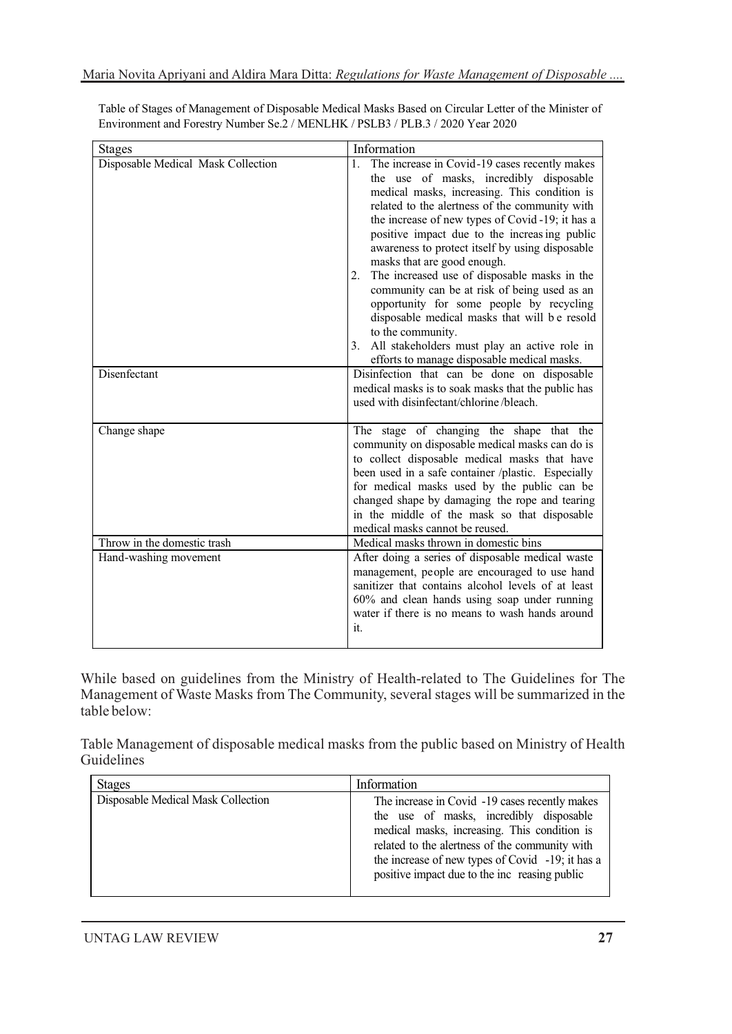Table of Stages of Management of Disposable Medical Masks Based on Circular Letter of the Minister of Environment and Forestry Number Se.2 / MENLHK / PSLB3 / PLB.3 / 2020 Year 2020

| Stages | Information |
|---|---|
| Disposable Medical Mask Collection | 1. The increase in Covid-19 cases recently makes the use of masks, incredibly disposable medical masks, increasing. This condition is related to the alertness of the community with the increase of new types of Covid -19; it has a positive impact due to the increasing public awareness to protect itself by using disposable masks that are good enough. 2. The increased use of disposable masks in the community can be at risk of being used as an opportunity for some people by recycling disposable medical masks that will be resold to the community. 3. All stakeholders must play an active role in efforts to manage disposable medical masks. |
| Disenfectant | Disinfection that can be done on disposable medical masks is to soak masks that the public has used with disinfectant/chlorine /bleach. |
| Change shape | The stage of changing the shape that the community on disposable medical masks can do is to collect disposable medical masks that have been used in a safe container /plastic. Especially for medical masks used by the public can be changed shape by damaging the rope and tearing in the middle of the mask so that disposable medical masks cannot be reused. |
| Throw in the domestic trash | Medical masks thrown in domestic bins |
| Hand-washing movement | After doing a series of disposable medical waste management, people are encouraged to use hand sanitizer that contains alcohol levels of at least 60% and clean hands using soap under running water if there is no means to wash hands around it. |

While based on guidelines from the Ministry of Health-related to The Guidelines for The Management of Waste Masks from The Community, several stages will be summarized in the table below:

Table Management of disposable medical masks from the public based on Ministry of Health Guidelines

| Stages | Information |
|---|---|
| Disposable Medical Mask Collection | The increase in Covid -19 cases recently makes the use of masks, incredibly disposable medical masks, increasing. This condition is related to the alertness of the community with the increase of new types of Covid -19; it has a positive impact due to the inc reasing public |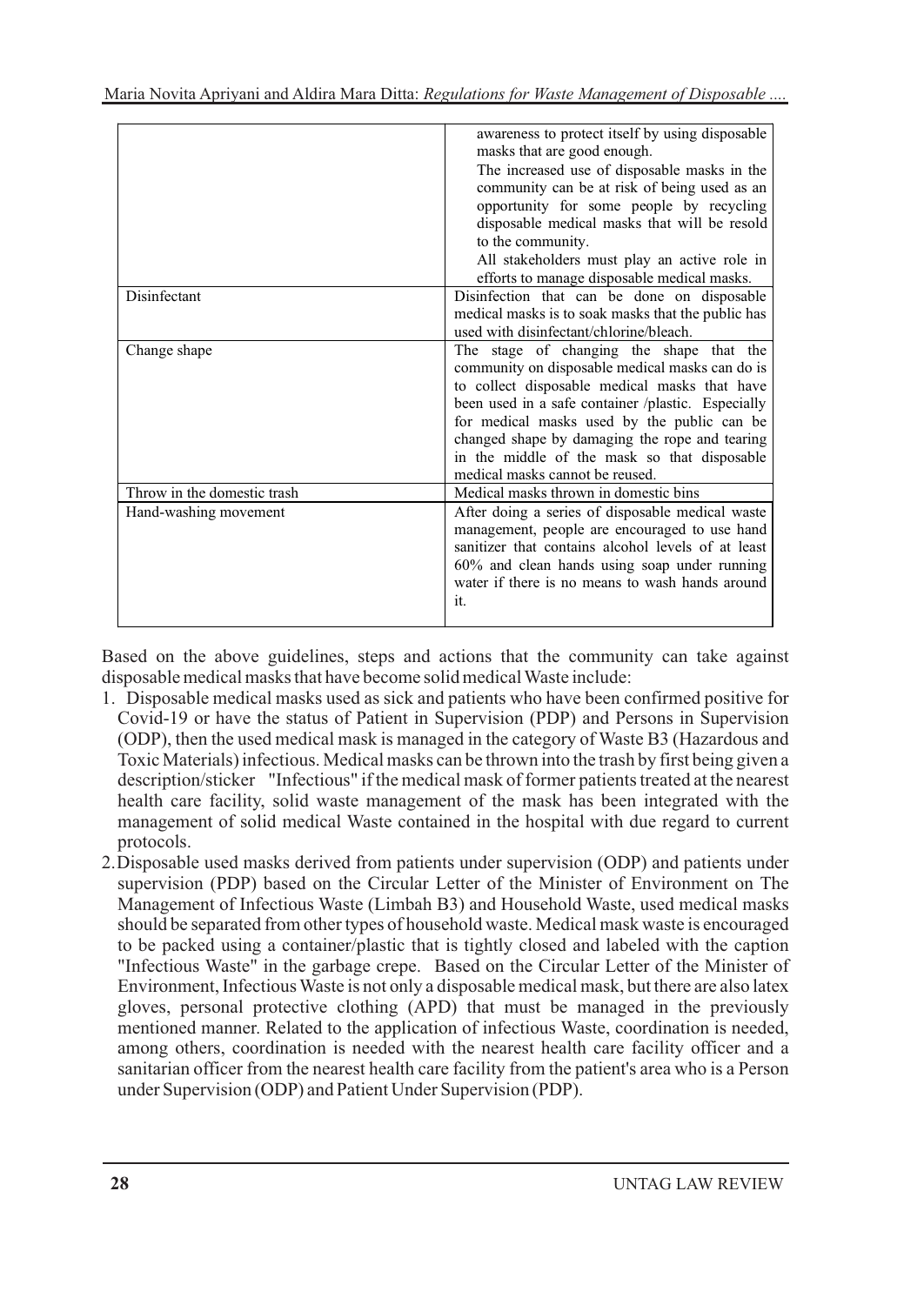| | |
|---|---|
| | awareness to protect itself by using disposable masks that are good enough. The increased use of disposable masks in the community can be at risk of being used as an opportunity for some people by recycling disposable medical masks that will be resold to the community. All stakeholders must play an active role in efforts to manage disposable medical masks. |
| Disinfectant | Disinfection that can be done on disposable medical masks is to soak masks that the public has used with disinfectant/chlorine/bleach. |
| Change shape | The stage of changing the shape that the community on disposable medical masks can do is to collect disposable medical masks that have been used in a safe container /plastic. Especially for medical masks used by the public can be changed shape by damaging the rope and tearing in the middle of the mask so that disposable medical masks cannot be reused. |
| Throw in the domestic trash | Medical masks thrown in domestic bins |
| Hand-washing movement | After doing a series of disposable medical waste management, people are encouraged to use hand sanitizer that contains alcohol levels of at least 60% and clean hands using soap under running water if there is no means to wash hands around it. |

Based on the above guidelines, steps and actions that the community can take against disposable medical masks that have become solid medical Waste include:

1. Disposable medical masks used as sick and patients who have been confirmed positive for Covid-19 or have the status of Patient in Supervision (PDP) and Persons in Supervision (ODP), then the used medical mask is managed in the category of Waste B3 (Hazardous and Toxic Materials) infectious. Medical masks can be thrown into the trash by first being given a description/sticker "Infectious" if the medical mask of former patients treated at the nearest health care facility, solid waste management of the mask has been integrated with the management of solid medical Waste contained in the hospital with due regard to current protocols.
2. Disposable used masks derived from patients under supervision (ODP) and patients under supervision (PDP) based on the Circular Letter of the Minister of Environment on The Management of Infectious Waste (Limbah B3) and Household Waste, used medical masks should be separated from other types of household waste. Medical mask waste is encouraged to be packed using a container/plastic that is tightly closed and labeled with the caption "Infectious Waste" in the garbage crepe. Based on the Circular Letter of the Minister of Environment, Infectious Waste is not only a disposable medical mask, but there are also latex gloves, personal protective clothing (APD) that must be managed in the previously mentioned manner. Related to the application of infectious Waste, coordination is needed, among others, coordination is needed with the nearest health care facility officer and a sanitarian officer from the nearest health care facility from the patient's area who is a Person under Supervision (ODP) and Patient Under Supervision (PDP).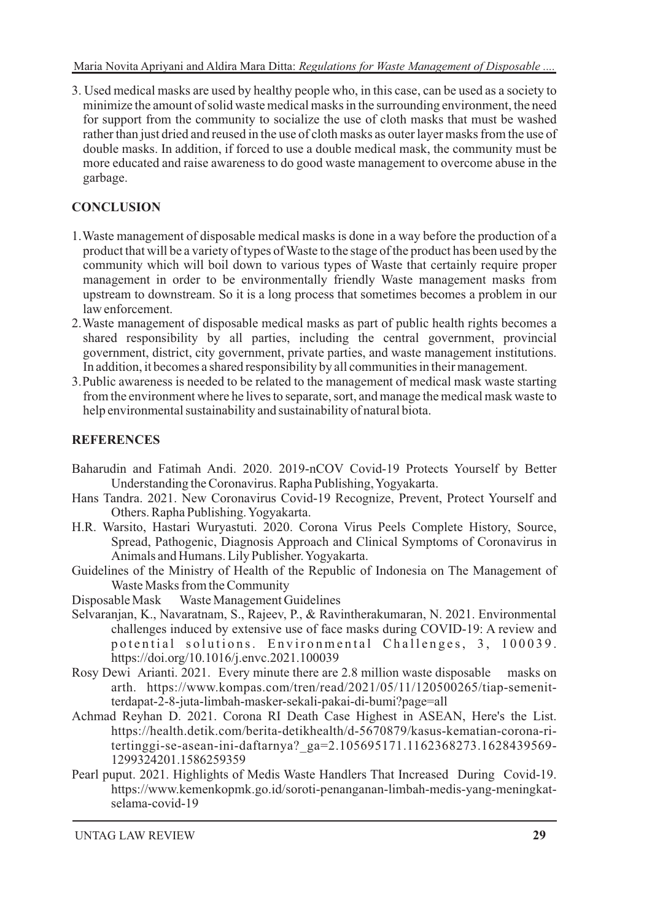3. Used medical masks are used by healthy people who, in this case, can be used as a society to minimize the amount of solid waste medical masks in the surrounding environment, the need for support from the community to socialize the use of cloth masks that must be washed rather than just dried and reused in the use of cloth masks as outer layer masks from the use of double masks. In addition, if forced to use a double medical mask, the community must be more educated and raise awareness to do good waste management to overcome abuse in the garbage.

## CONCLUSION

1. Waste management of disposable medical masks is done in a way before the production of a product that will be a variety of types of Waste to the stage of the product has been used by the community which will boil down to various types of Waste that certainly require proper management in order to be environmentally friendly Waste management masks from upstream to downstream. So it is a long process that sometimes becomes a problem in our law enforcement.
2. Waste management of disposable medical masks as part of public health rights becomes a shared responsibility by all parties, including the central government, provincial government, district, city government, private parties, and waste management institutions. In addition, it becomes a shared responsibility by all communities in their management.
3. Public awareness is needed to be related to the management of medical mask waste starting from the environment where he lives to separate, sort, and manage the medical mask waste to help environmental sustainability and sustainability of natural biota.

## REFERENCES

Baharudin and Fatimah Andi. 2020. 2019-nCOV Covid-19 Protects Yourself by Better Understanding the Coronavirus. Rapha Publishing, Yogyakarta.

Hans Tandra. 2021. New Coronavirus Covid-19 Recognize, Prevent, Protect Yourself and Others. Rapha Publishing. Yogyakarta.

H.R. Warsito, Hastari Wuryastuti. 2020. Corona Virus Peels Complete History, Source, Spread, Pathogenic, Diagnosis Approach and Clinical Symptoms of Coronavirus in Animals and Humans. Lily Publisher. Yogyakarta.

Guidelines of the Ministry of Health of the Republic of Indonesia on The Management of Waste Masks from the Community

Disposable Mask Waste Management Guidelines

Selvaranjan, K., Navaratnam, S., Rajeev, P., & Ravintherakumaran, N. 2021. Environmental challenges induced by extensive use of face masks during COVID-19: A review and potential solutions. Environmental Challenges, 3, 100039. https://doi.org/10.1016/j.envc.2021.100039

Rosy Dewi Arianti. 2021. Every minute there are 2.8 million waste disposable masks on arth. https://www.kompas.com/tren/read/2021/05/11/120500265/tiap-semenit-terdapat-2-8-juta-limbah-masker-sekali-pakai-di-bumi?page=all

Achmad Reyhan D. 2021. Corona RI Death Case Highest in ASEAN, Here's the List. https://health.detik.com/berita-detikhealth/d-5670879/kasus-kematian-corona-ri-tertinggi-se-asean-ini-daftarnya?_ga=2.105695171.1162368273.1628439569-1299324201.1586259359

Pearl puput. 2021. Highlights of Medis Waste Handlers That Increased During Covid-19. https://www.kemenkopmk.go.id/soroti-penanganan-limbah-medis-yang-meningkat-selama-covid-19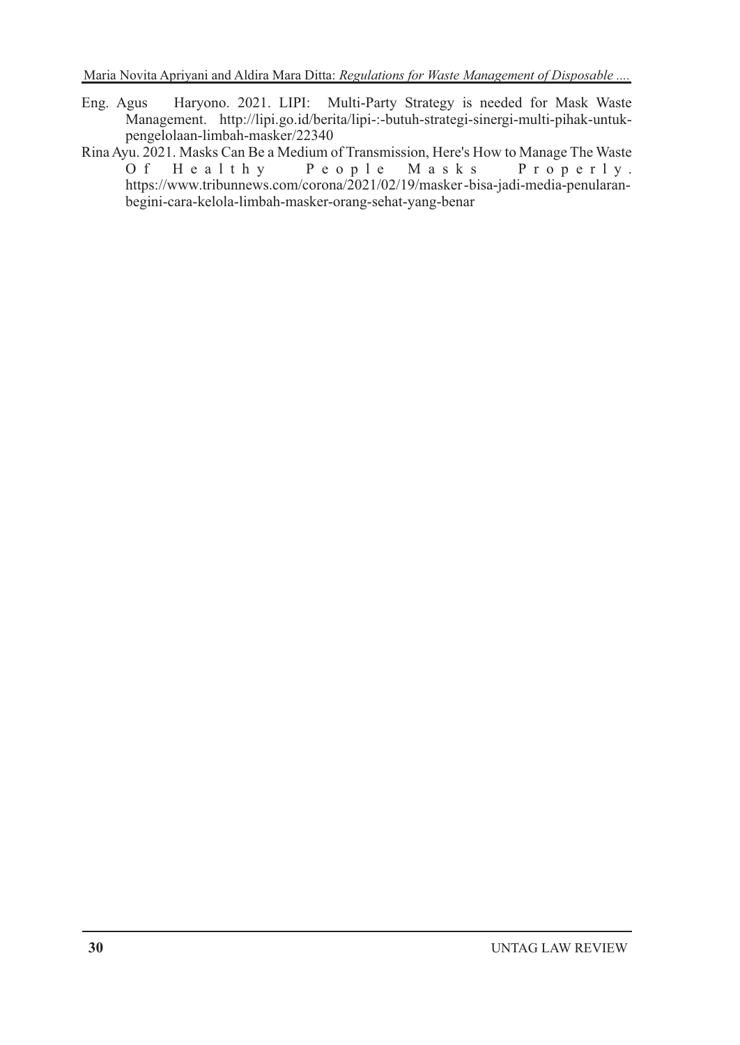Eng. Agus Haryono. 2021. LIPI: Multi-Party Strategy is needed for Mask Waste Management. http://lipi.go.id/berita/lipi-:-butuh-strategi-sinergi-multi-pihak-untuk-pengelolaan-limbah-masker/22340

Rina Ayu. 2021. Masks Can Be a Medium of Transmission, Here's How to Manage The Waste Of Healthy People Masks Properly. https://www.tribunnews.com/corona/2021/02/19/masker-bisa-jadi-media-penularan-begini-cara-kelola-limbah-masker-orang-sehat-yang-benar